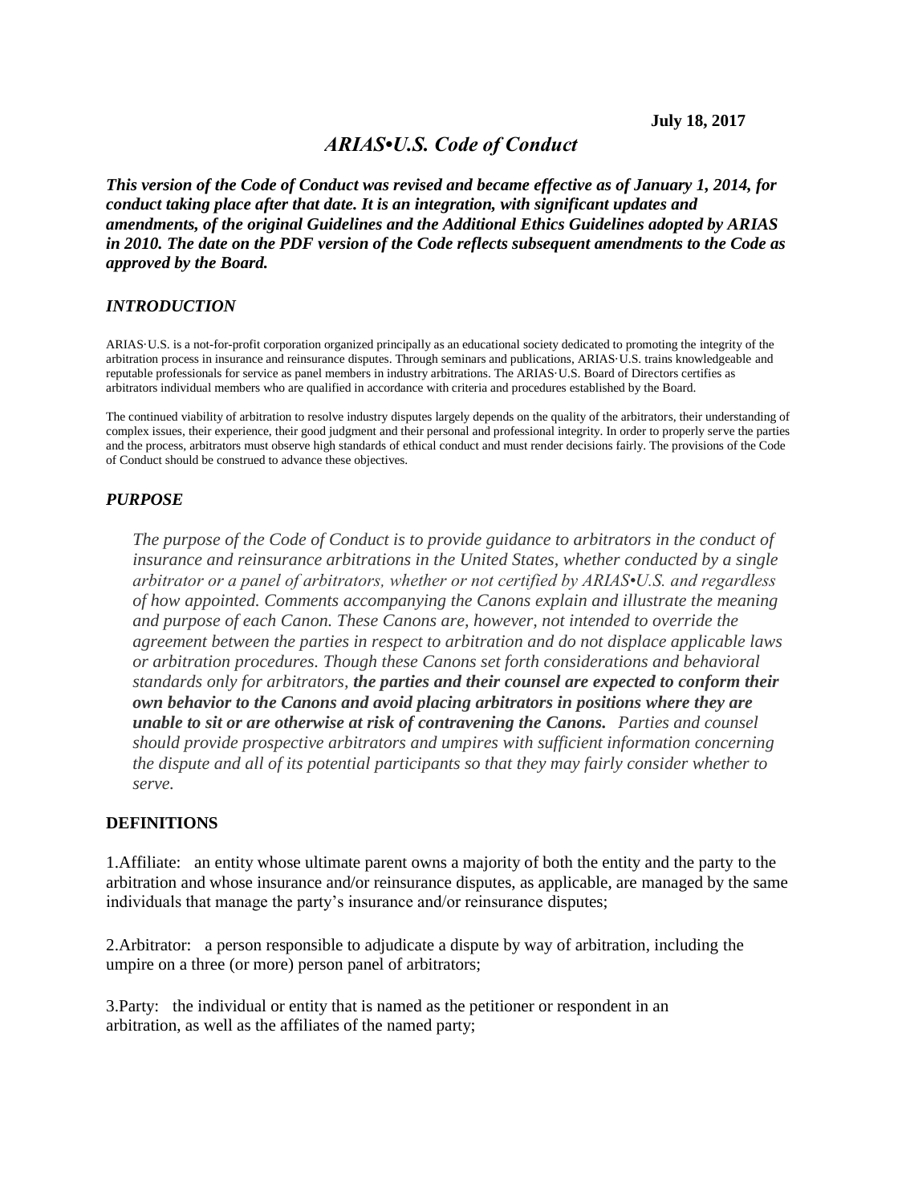**July 18, 2017**

# *ARIAS•U.S. Code of Conduct*

***This version of the Code of Conduct was revised and became effective as of January 1, 2014, for conduct taking place after that date. It is an integration, with significant updates and amendments, of the original Guidelines and the Additional Ethics Guidelines adopted by ARIAS in 2010. The date on the PDF version of the Code reflects subsequent amendments to the Code as approved by the Board.***

## *INTRODUCTION*

ARIAS·U.S. is a not-for-profit corporation organized principally as an educational society dedicated to promoting the integrity of the arbitration process in insurance and reinsurance disputes. Through seminars and publications, ARIAS·U.S. trains knowledgeable and reputable professionals for service as panel members in industry arbitrations. The ARIAS·U.S. Board of Directors certifies as arbitrators individual members who are qualified in accordance with criteria and procedures established by the Board.

The continued viability of arbitration to resolve industry disputes largely depends on the quality of the arbitrators, their understanding of complex issues, their experience, their good judgment and their personal and professional integrity. In order to properly serve the parties and the process, arbitrators must observe high standards of ethical conduct and must render decisions fairly. The provisions of the Code of Conduct should be construed to advance these objectives.

## *PURPOSE*

*The purpose of the Code of Conduct is to provide guidance to arbitrators in the conduct of insurance and reinsurance arbitrations in the United States, whether conducted by a single arbitrator or a panel of arbitrators, whether or not certified by ARIAS•U.S. and regardless of how appointed. Comments accompanying the Canons explain and illustrate the meaning and purpose of each Canon. These Canons are, however, not intended to override the agreement between the parties in respect to arbitration and do not displace applicable laws or arbitration procedures. Though these Canons set forth considerations and behavioral standards only for arbitrators,* ***the parties and their counsel are expected to conform their own behavior to the Canons and avoid placing arbitrators in positions where they are unable to sit or are otherwise at risk of contravening the Canons.*** *Parties and counsel should provide prospective arbitrators and umpires with sufficient information concerning the dispute and all of its potential participants so that they may fairly consider whether to serve.*

## DEFINITIONS

1.Affiliate: an entity whose ultimate parent owns a majority of both the entity and the party to the arbitration and whose insurance and/or reinsurance disputes, as applicable, are managed by the same individuals that manage the party's insurance and/or reinsurance disputes;

2.Arbitrator: a person responsible to adjudicate a dispute by way of arbitration, including the umpire on a three (or more) person panel of arbitrators;

3.Party: the individual or entity that is named as the petitioner or respondent in an arbitration, as well as the affiliates of the named party;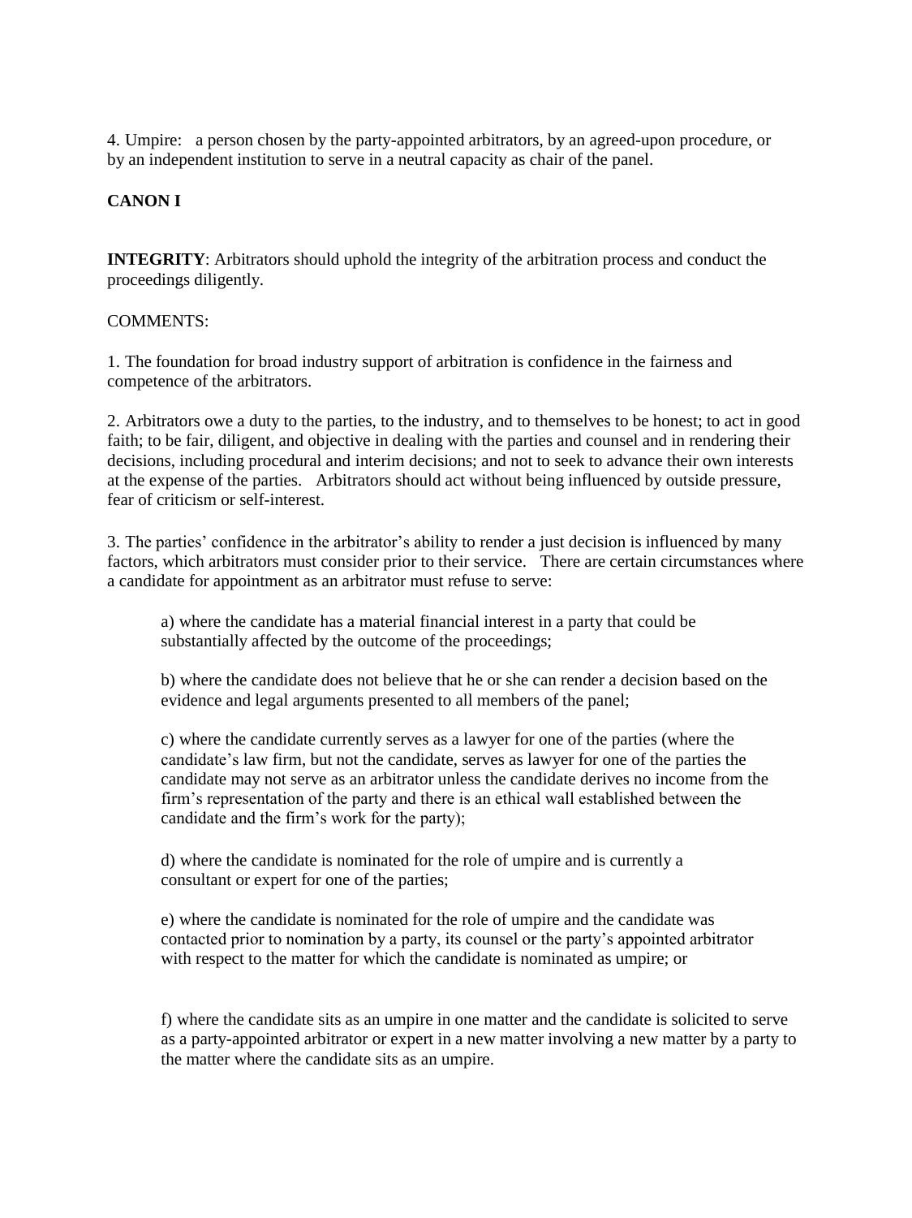4. Umpire: a person chosen by the party-appointed arbitrators, by an agreed-upon procedure, or by an independent institution to serve in a neutral capacity as chair of the panel.

## CANON I

**INTEGRITY**: Arbitrators should uphold the integrity of the arbitration process and conduct the proceedings diligently.

COMMENTS:

1. The foundation for broad industry support of arbitration is confidence in the fairness and competence of the arbitrators.

2. Arbitrators owe a duty to the parties, to the industry, and to themselves to be honest; to act in good faith; to be fair, diligent, and objective in dealing with the parties and counsel and in rendering their decisions, including procedural and interim decisions; and not to seek to advance their own interests at the expense of the parties. Arbitrators should act without being influenced by outside pressure, fear of criticism or self-interest.

3. The parties' confidence in the arbitrator's ability to render a just decision is influenced by many factors, which arbitrators must consider prior to their service. There are certain circumstances where a candidate for appointment as an arbitrator must refuse to serve:

   a) where the candidate has a material financial interest in a party that could be substantially affected by the outcome of the proceedings;

   b) where the candidate does not believe that he or she can render a decision based on the evidence and legal arguments presented to all members of the panel;

   c) where the candidate currently serves as a lawyer for one of the parties (where the candidate's law firm, but not the candidate, serves as lawyer for one of the parties the candidate may not serve as an arbitrator unless the candidate derives no income from the firm's representation of the party and there is an ethical wall established between the candidate and the firm's work for the party);

   d) where the candidate is nominated for the role of umpire and is currently a consultant or expert for one of the parties;

   e) where the candidate is nominated for the role of umpire and the candidate was contacted prior to nomination by a party, its counsel or the party's appointed arbitrator with respect to the matter for which the candidate is nominated as umpire; or

   f) where the candidate sits as an umpire in one matter and the candidate is solicited to serve as a party-appointed arbitrator or expert in a new matter involving a new matter by a party to the matter where the candidate sits as an umpire.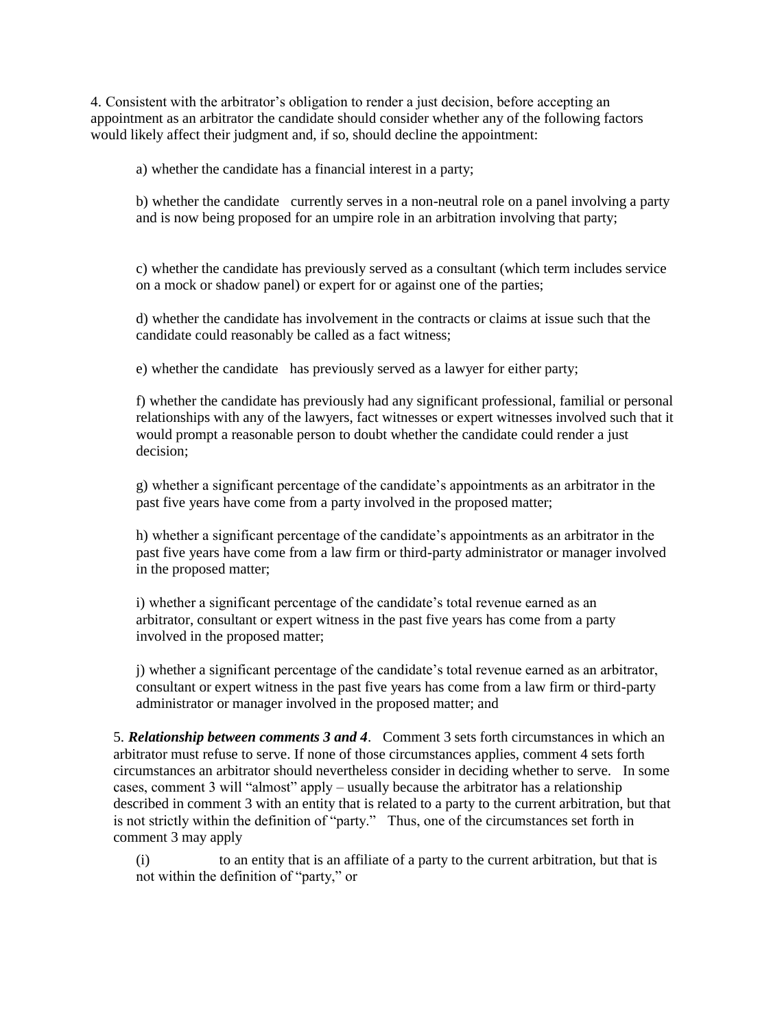4. Consistent with the arbitrator's obligation to render a just decision, before accepting an appointment as an arbitrator the candidate should consider whether any of the following factors would likely affect their judgment and, if so, should decline the appointment:

a) whether the candidate has a financial interest in a party;

b) whether the candidate currently serves in a non-neutral role on a panel involving a party and is now being proposed for an umpire role in an arbitration involving that party;

c) whether the candidate has previously served as a consultant (which term includes service on a mock or shadow panel) or expert for or against one of the parties;

d) whether the candidate has involvement in the contracts or claims at issue such that the candidate could reasonably be called as a fact witness;

e) whether the candidate has previously served as a lawyer for either party;

f) whether the candidate has previously had any significant professional, familial or personal relationships with any of the lawyers, fact witnesses or expert witnesses involved such that it would prompt a reasonable person to doubt whether the candidate could render a just decision;

g) whether a significant percentage of the candidate's appointments as an arbitrator in the past five years have come from a party involved in the proposed matter;

h) whether a significant percentage of the candidate's appointments as an arbitrator in the past five years have come from a law firm or third-party administrator or manager involved in the proposed matter;

i) whether a significant percentage of the candidate's total revenue earned as an arbitrator, consultant or expert witness in the past five years has come from a party involved in the proposed matter;

j) whether a significant percentage of the candidate's total revenue earned as an arbitrator, consultant or expert witness in the past five years has come from a law firm or third-party administrator or manager involved in the proposed matter; and

5. ***Relationship between comments 3 and 4***. Comment 3 sets forth circumstances in which an arbitrator must refuse to serve. If none of those circumstances applies, comment 4 sets forth circumstances an arbitrator should nevertheless consider in deciding whether to serve. In some cases, comment 3 will "almost" apply – usually because the arbitrator has a relationship described in comment 3 with an entity that is related to a party to the current arbitration, but that is not strictly within the definition of "party." Thus, one of the circumstances set forth in comment 3 may apply

(i) to an entity that is an affiliate of a party to the current arbitration, but that is not within the definition of "party," or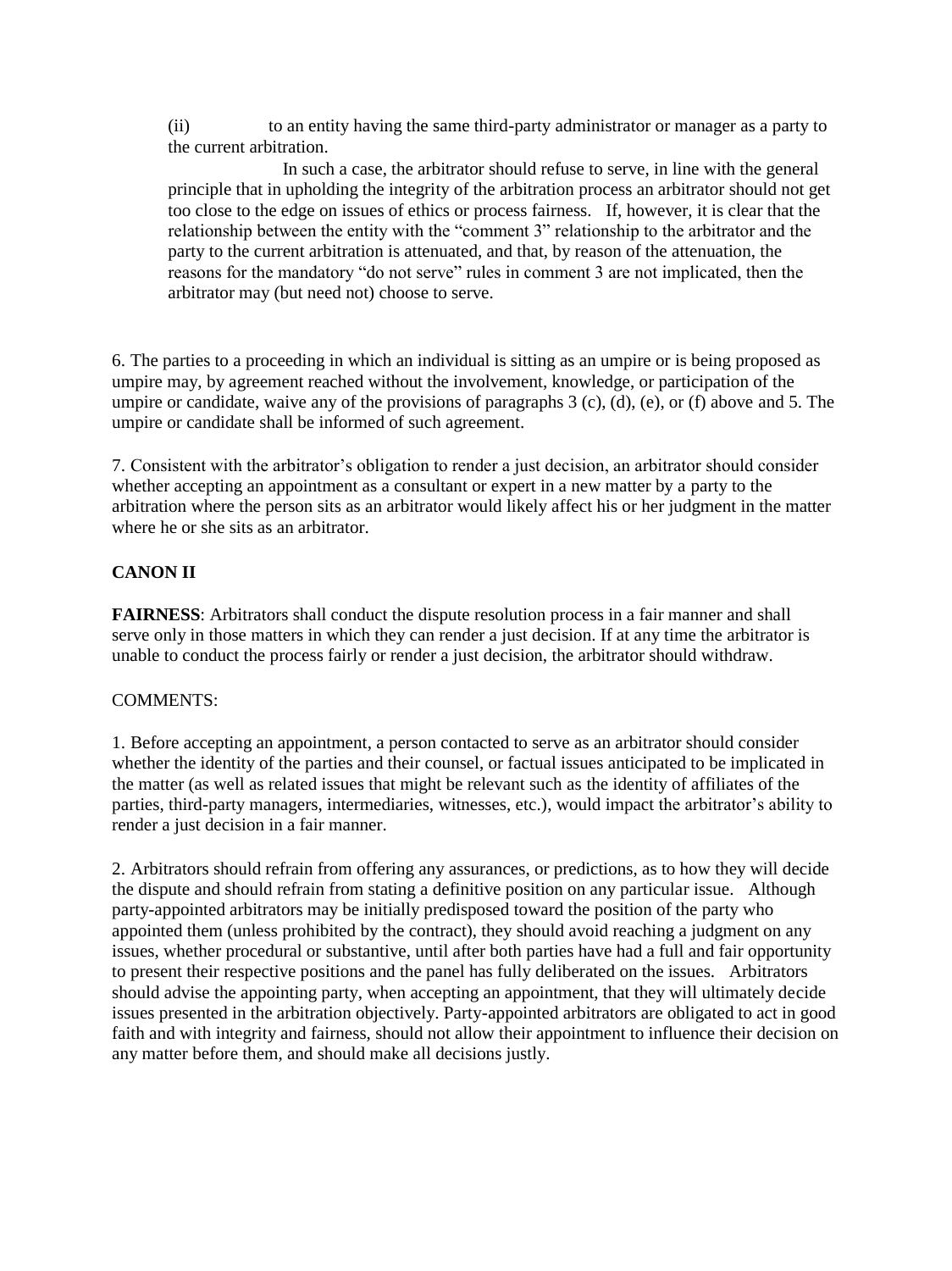(ii) to an entity having the same third-party administrator or manager as a party to the current arbitration.

In such a case, the arbitrator should refuse to serve, in line with the general principle that in upholding the integrity of the arbitration process an arbitrator should not get too close to the edge on issues of ethics or process fairness. If, however, it is clear that the relationship between the entity with the "comment 3" relationship to the arbitrator and the party to the current arbitration is attenuated, and that, by reason of the attenuation, the reasons for the mandatory "do not serve" rules in comment 3 are not implicated, then the arbitrator may (but need not) choose to serve.

6. The parties to a proceeding in which an individual is sitting as an umpire or is being proposed as umpire may, by agreement reached without the involvement, knowledge, or participation of the umpire or candidate, waive any of the provisions of paragraphs 3 (c), (d), (e), or (f) above and 5. The umpire or candidate shall be informed of such agreement.

7. Consistent with the arbitrator's obligation to render a just decision, an arbitrator should consider whether accepting an appointment as a consultant or expert in a new matter by a party to the arbitration where the person sits as an arbitrator would likely affect his or her judgment in the matter where he or she sits as an arbitrator.

## CANON II

**FAIRNESS**: Arbitrators shall conduct the dispute resolution process in a fair manner and shall serve only in those matters in which they can render a just decision. If at any time the arbitrator is unable to conduct the process fairly or render a just decision, the arbitrator should withdraw.

COMMENTS:

1. Before accepting an appointment, a person contacted to serve as an arbitrator should consider whether the identity of the parties and their counsel, or factual issues anticipated to be implicated in the matter (as well as related issues that might be relevant such as the identity of affiliates of the parties, third-party managers, intermediaries, witnesses, etc.), would impact the arbitrator's ability to render a just decision in a fair manner.

2. Arbitrators should refrain from offering any assurances, or predictions, as to how they will decide the dispute and should refrain from stating a definitive position on any particular issue. Although party-appointed arbitrators may be initially predisposed toward the position of the party who appointed them (unless prohibited by the contract), they should avoid reaching a judgment on any issues, whether procedural or substantive, until after both parties have had a full and fair opportunity to present their respective positions and the panel has fully deliberated on the issues. Arbitrators should advise the appointing party, when accepting an appointment, that they will ultimately decide issues presented in the arbitration objectively. Party-appointed arbitrators are obligated to act in good faith and with integrity and fairness, should not allow their appointment to influence their decision on any matter before them, and should make all decisions justly.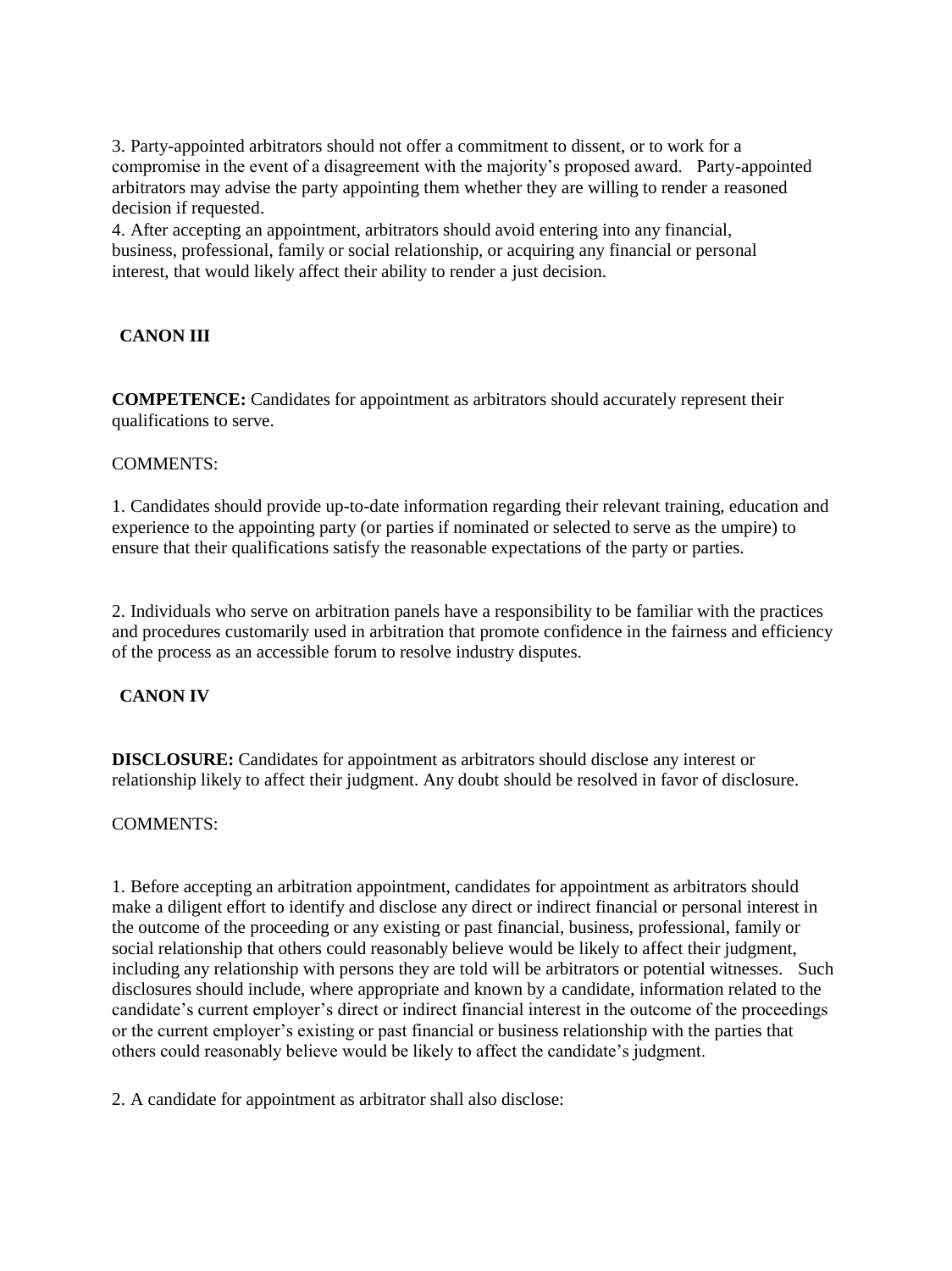3. Party-appointed arbitrators should not offer a commitment to dissent, or to work for a compromise in the event of a disagreement with the majority's proposed award. Party-appointed arbitrators may advise the party appointing them whether they are willing to render a reasoned decision if requested.

4. After accepting an appointment, arbitrators should avoid entering into any financial, business, professional, family or social relationship, or acquiring any financial or personal interest, that would likely affect their ability to render a just decision.

## CANON III

**COMPETENCE:** Candidates for appointment as arbitrators should accurately represent their qualifications to serve.

COMMENTS:

1. Candidates should provide up-to-date information regarding their relevant training, education and experience to the appointing party (or parties if nominated or selected to serve as the umpire) to ensure that their qualifications satisfy the reasonable expectations of the party or parties.

2. Individuals who serve on arbitration panels have a responsibility to be familiar with the practices and procedures customarily used in arbitration that promote confidence in the fairness and efficiency of the process as an accessible forum to resolve industry disputes.

## CANON IV

**DISCLOSURE:** Candidates for appointment as arbitrators should disclose any interest or relationship likely to affect their judgment. Any doubt should be resolved in favor of disclosure.

COMMENTS:

1. Before accepting an arbitration appointment, candidates for appointment as arbitrators should make a diligent effort to identify and disclose any direct or indirect financial or personal interest in the outcome of the proceeding or any existing or past financial, business, professional, family or social relationship that others could reasonably believe would be likely to affect their judgment, including any relationship with persons they are told will be arbitrators or potential witnesses. Such disclosures should include, where appropriate and known by a candidate, information related to the candidate's current employer's direct or indirect financial interest in the outcome of the proceedings or the current employer's existing or past financial or business relationship with the parties that others could reasonably believe would be likely to affect the candidate's judgment.

2. A candidate for appointment as arbitrator shall also disclose: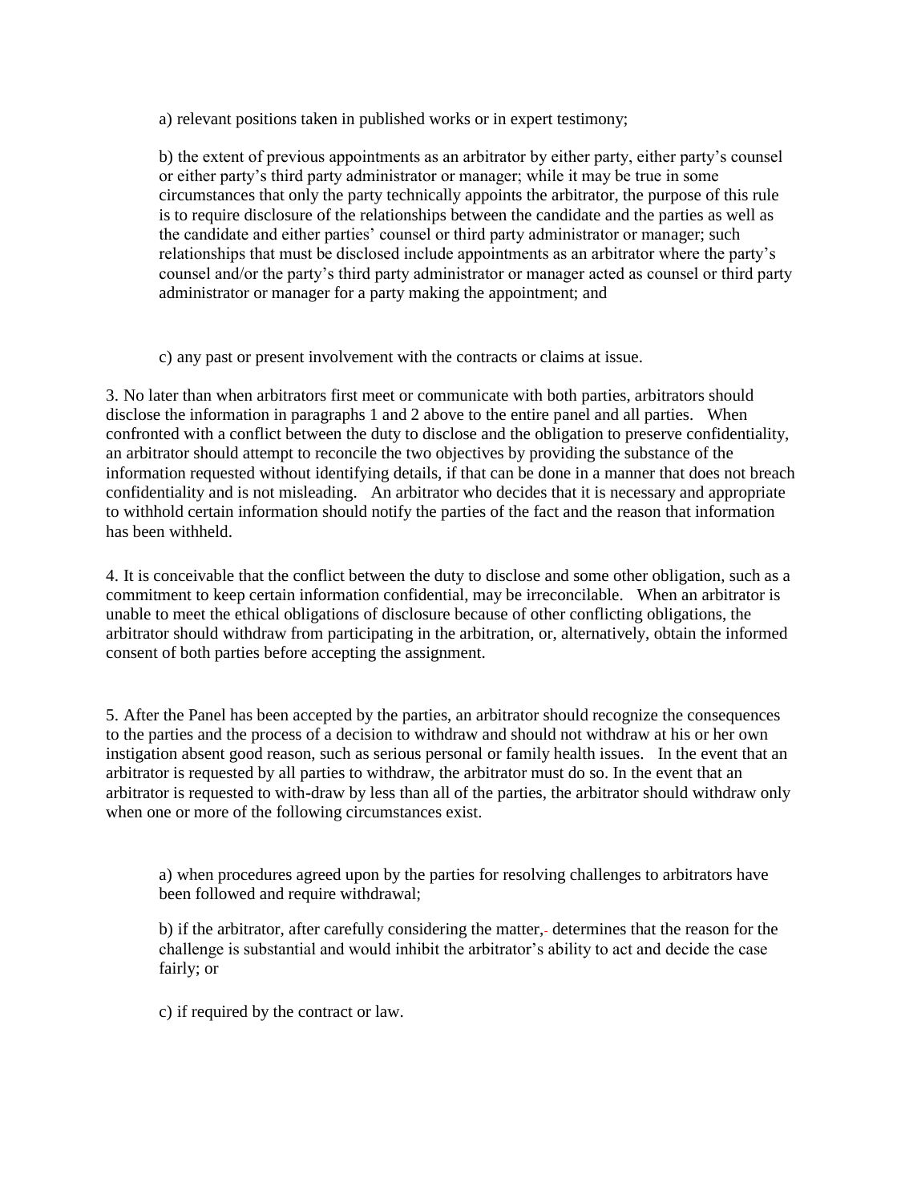a) relevant positions taken in published works or in expert testimony;

b) the extent of previous appointments as an arbitrator by either party, either party's counsel or either party's third party administrator or manager; while it may be true in some circumstances that only the party technically appoints the arbitrator, the purpose of this rule is to require disclosure of the relationships between the candidate and the parties as well as the candidate and either parties' counsel or third party administrator or manager; such relationships that must be disclosed include appointments as an arbitrator where the party's counsel and/or the party's third party administrator or manager acted as counsel or third party administrator or manager for a party making the appointment; and

c) any past or present involvement with the contracts or claims at issue.

3. No later than when arbitrators first meet or communicate with both parties, arbitrators should disclose the information in paragraphs 1 and 2 above to the entire panel and all parties. When confronted with a conflict between the duty to disclose and the obligation to preserve confidentiality, an arbitrator should attempt to reconcile the two objectives by providing the substance of the information requested without identifying details, if that can be done in a manner that does not breach confidentiality and is not misleading. An arbitrator who decides that it is necessary and appropriate to withhold certain information should notify the parties of the fact and the reason that information has been withheld.

4. It is conceivable that the conflict between the duty to disclose and some other obligation, such as a commitment to keep certain information confidential, may be irreconcilable. When an arbitrator is unable to meet the ethical obligations of disclosure because of other conflicting obligations, the arbitrator should withdraw from participating in the arbitration, or, alternatively, obtain the informed consent of both parties before accepting the assignment.

5. After the Panel has been accepted by the parties, an arbitrator should recognize the consequences to the parties and the process of a decision to withdraw and should not withdraw at his or her own instigation absent good reason, such as serious personal or family health issues. In the event that an arbitrator is requested by all parties to withdraw, the arbitrator must do so. In the event that an arbitrator is requested to with-draw by less than all of the parties, the arbitrator should withdraw only when one or more of the following circumstances exist.

a) when procedures agreed upon by the parties for resolving challenges to arbitrators have been followed and require withdrawal;

b) if the arbitrator, after carefully considering the matter, determines that the reason for the challenge is substantial and would inhibit the arbitrator's ability to act and decide the case fairly; or

c) if required by the contract or law.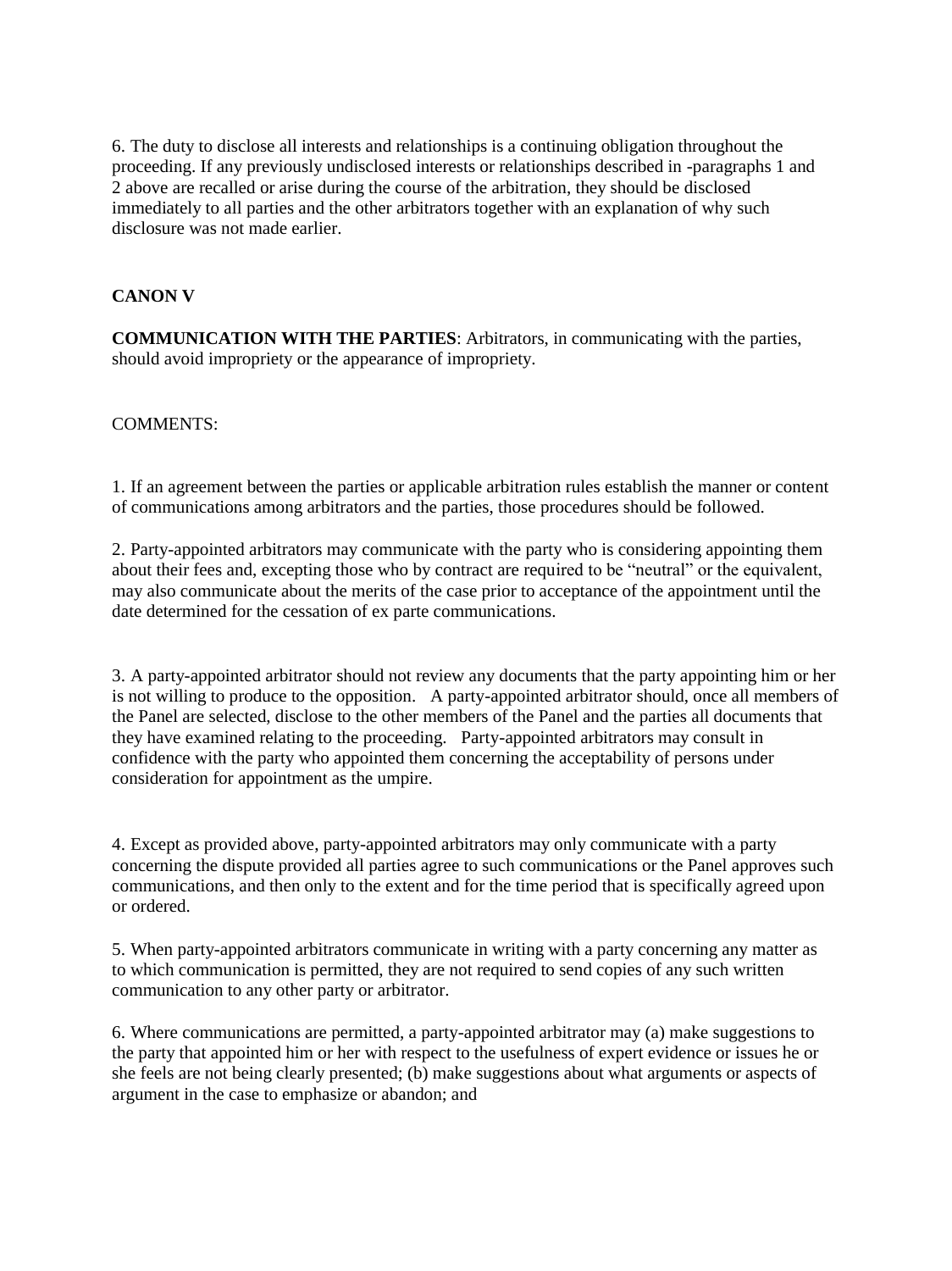6. The duty to disclose all interests and relationships is a continuing obligation throughout the proceeding. If any previously undisclosed interests or relationships described in -paragraphs 1 and 2 above are recalled or arise during the course of the arbitration, they should be disclosed immediately to all parties and the other arbitrators together with an explanation of why such disclosure was not made earlier.

## CANON V

**COMMUNICATION WITH THE PARTIES**: Arbitrators, in communicating with the parties, should avoid impropriety or the appearance of impropriety.

COMMENTS:

1. If an agreement between the parties or applicable arbitration rules establish the manner or content of communications among arbitrators and the parties, those procedures should be followed.

2. Party-appointed arbitrators may communicate with the party who is considering appointing them about their fees and, excepting those who by contract are required to be "neutral" or the equivalent, may also communicate about the merits of the case prior to acceptance of the appointment until the date determined for the cessation of ex parte communications.

3. A party-appointed arbitrator should not review any documents that the party appointing him or her is not willing to produce to the opposition. A party-appointed arbitrator should, once all members of the Panel are selected, disclose to the other members of the Panel and the parties all documents that they have examined relating to the proceeding. Party-appointed arbitrators may consult in confidence with the party who appointed them concerning the acceptability of persons under consideration for appointment as the umpire.

4. Except as provided above, party-appointed arbitrators may only communicate with a party concerning the dispute provided all parties agree to such communications or the Panel approves such communications, and then only to the extent and for the time period that is specifically agreed upon or ordered.

5. When party-appointed arbitrators communicate in writing with a party concerning any matter as to which communication is permitted, they are not required to send copies of any such written communication to any other party or arbitrator.

6. Where communications are permitted, a party-appointed arbitrator may (a) make suggestions to the party that appointed him or her with respect to the usefulness of expert evidence or issues he or she feels are not being clearly presented; (b) make suggestions about what arguments or aspects of argument in the case to emphasize or abandon; and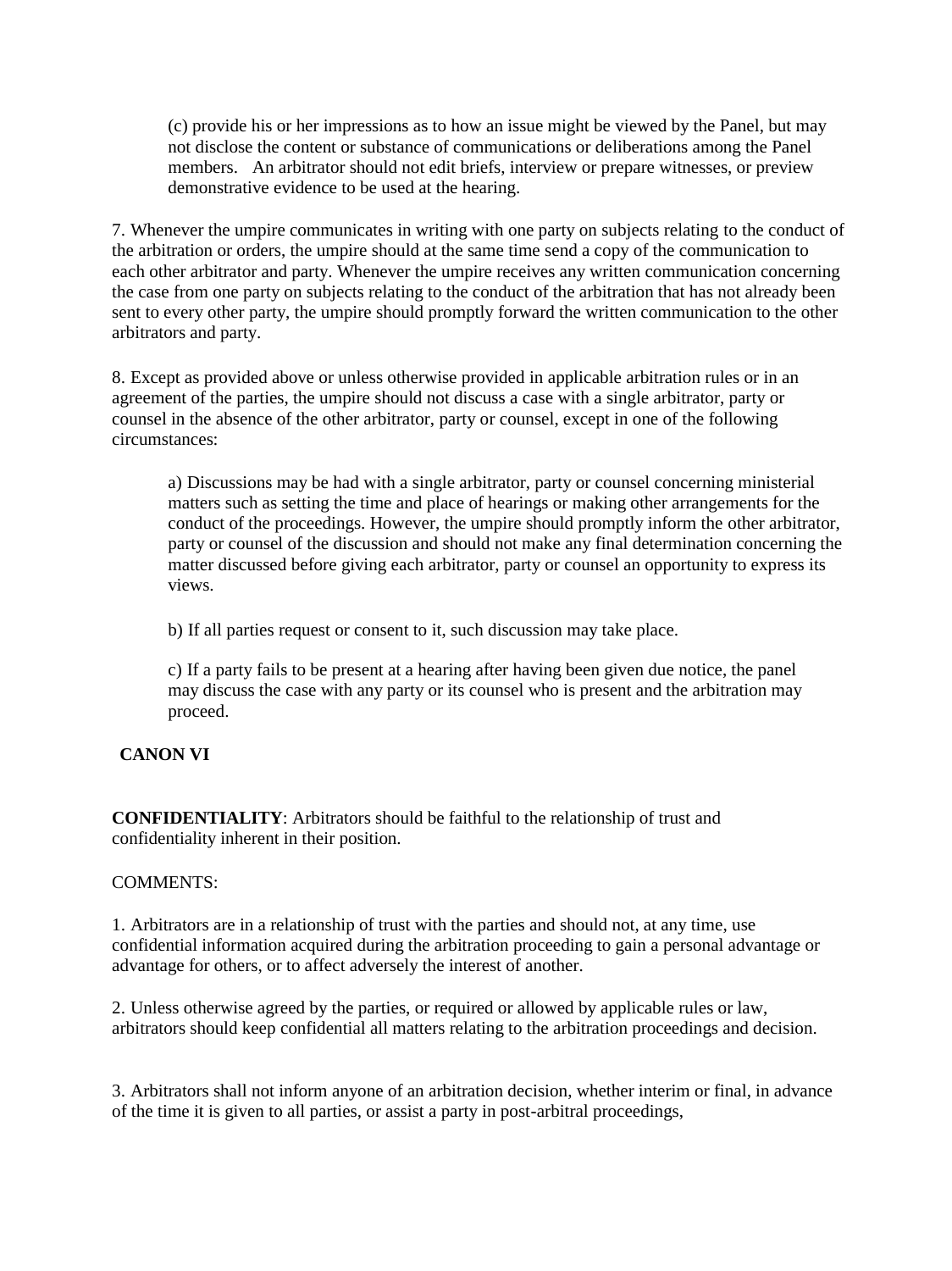(c) provide his or her impressions as to how an issue might be viewed by the Panel, but may not disclose the content or substance of communications or deliberations among the Panel members. An arbitrator should not edit briefs, interview or prepare witnesses, or preview demonstrative evidence to be used at the hearing.

7. Whenever the umpire communicates in writing with one party on subjects relating to the conduct of the arbitration or orders, the umpire should at the same time send a copy of the communication to each other arbitrator and party. Whenever the umpire receives any written communication concerning the case from one party on subjects relating to the conduct of the arbitration that has not already been sent to every other party, the umpire should promptly forward the written communication to the other arbitrators and party.

8. Except as provided above or unless otherwise provided in applicable arbitration rules or in an agreement of the parties, the umpire should not discuss a case with a single arbitrator, party or counsel in the absence of the other arbitrator, party or counsel, except in one of the following circumstances:

a) Discussions may be had with a single arbitrator, party or counsel concerning ministerial matters such as setting the time and place of hearings or making other arrangements for the conduct of the proceedings. However, the umpire should promptly inform the other arbitrator, party or counsel of the discussion and should not make any final determination concerning the matter discussed before giving each arbitrator, party or counsel an opportunity to express its views.

b) If all parties request or consent to it, such discussion may take place.

c) If a party fails to be present at a hearing after having been given due notice, the panel may discuss the case with any party or its counsel who is present and the arbitration may proceed.

## CANON VI

**CONFIDENTIALITY**: Arbitrators should be faithful to the relationship of trust and confidentiality inherent in their position.

COMMENTS:

1. Arbitrators are in a relationship of trust with the parties and should not, at any time, use confidential information acquired during the arbitration proceeding to gain a personal advantage or advantage for others, or to affect adversely the interest of another.

2. Unless otherwise agreed by the parties, or required or allowed by applicable rules or law, arbitrators should keep confidential all matters relating to the arbitration proceedings and decision.

3. Arbitrators shall not inform anyone of an arbitration decision, whether interim or final, in advance of the time it is given to all parties, or assist a party in post-arbitral proceedings,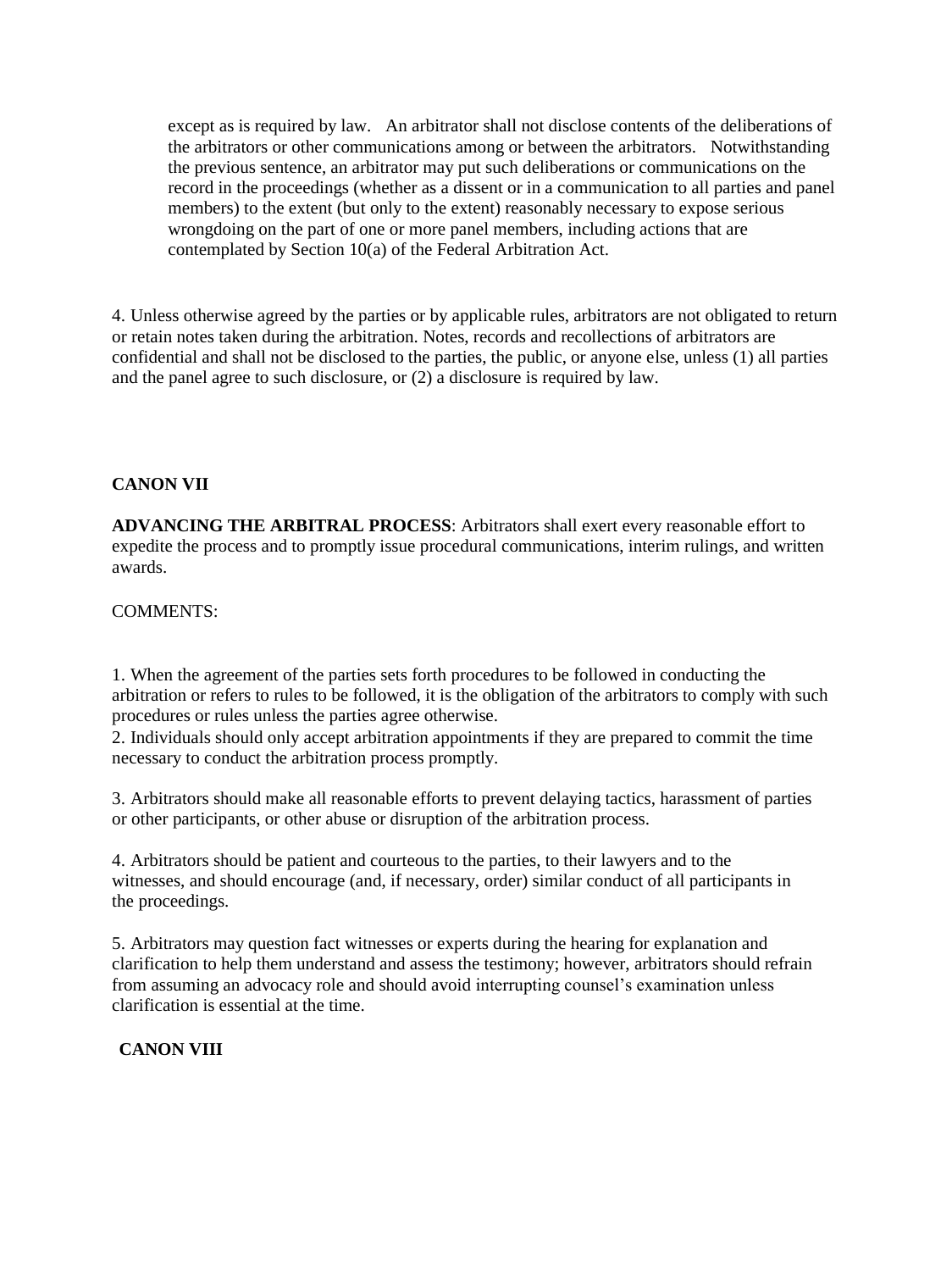except as is required by law. An arbitrator shall not disclose contents of the deliberations of the arbitrators or other communications among or between the arbitrators. Notwithstanding the previous sentence, an arbitrator may put such deliberations or communications on the record in the proceedings (whether as a dissent or in a communication to all parties and panel members) to the extent (but only to the extent) reasonably necessary to expose serious wrongdoing on the part of one or more panel members, including actions that are contemplated by Section 10(a) of the Federal Arbitration Act.

4. Unless otherwise agreed by the parties or by applicable rules, arbitrators are not obligated to return or retain notes taken during the arbitration. Notes, records and recollections of arbitrators are confidential and shall not be disclosed to the parties, the public, or anyone else, unless (1) all parties and the panel agree to such disclosure, or (2) a disclosure is required by law.

**CANON VII**

**ADVANCING THE ARBITRAL PROCESS**: Arbitrators shall exert every reasonable effort to expedite the process and to promptly issue procedural communications, interim rulings, and written awards.

COMMENTS:

1. When the agreement of the parties sets forth procedures to be followed in conducting the arbitration or refers to rules to be followed, it is the obligation of the arbitrators to comply with such procedures or rules unless the parties agree otherwise.
2. Individuals should only accept arbitration appointments if they are prepared to commit the time necessary to conduct the arbitration process promptly.

3. Arbitrators should make all reasonable efforts to prevent delaying tactics, harassment of parties or other participants, or other abuse or disruption of the arbitration process.

4. Arbitrators should be patient and courteous to the parties, to their lawyers and to the witnesses, and should encourage (and, if necessary, order) similar conduct of all participants in the proceedings.

5. Arbitrators may question fact witnesses or experts during the hearing for explanation and clarification to help them understand and assess the testimony; however, arbitrators should refrain from assuming an advocacy role and should avoid interrupting counsel's examination unless clarification is essential at the time.

**CANON VIII**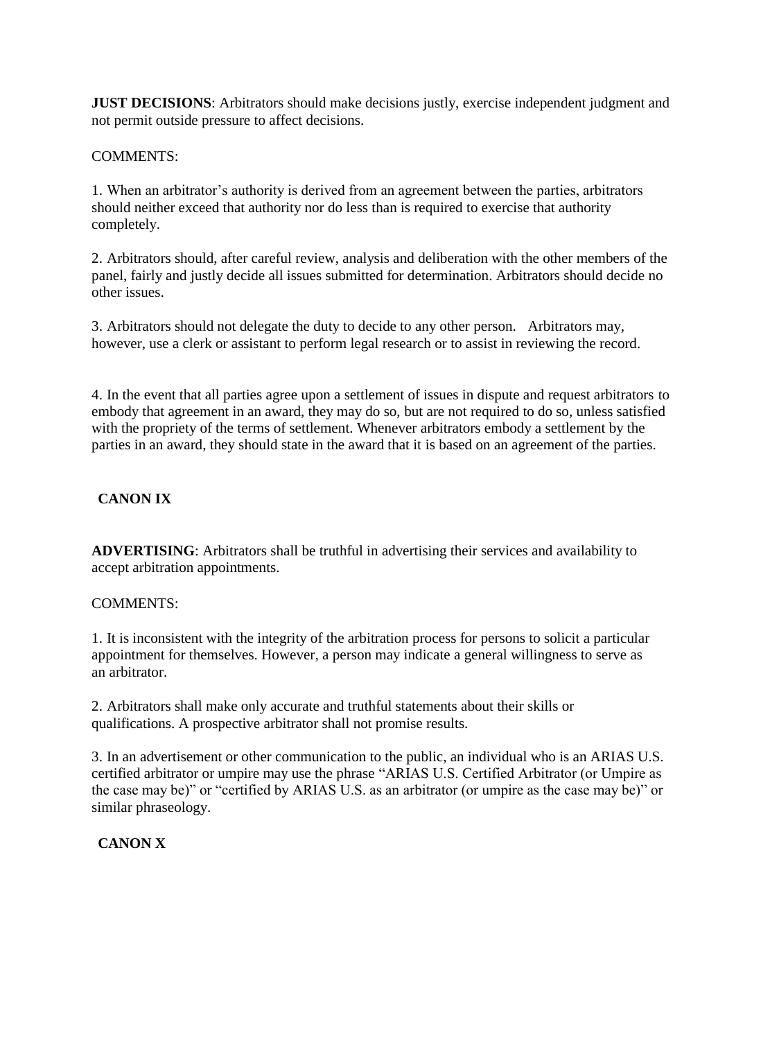**JUST DECISIONS**: Arbitrators should make decisions justly, exercise independent judgment and not permit outside pressure to affect decisions.

COMMENTS:

1. When an arbitrator's authority is derived from an agreement between the parties, arbitrators should neither exceed that authority nor do less than is required to exercise that authority completely.

2. Arbitrators should, after careful review, analysis and deliberation with the other members of the panel, fairly and justly decide all issues submitted for determination. Arbitrators should decide no other issues.

3. Arbitrators should not delegate the duty to decide to any other person. Arbitrators may, however, use a clerk or assistant to perform legal research or to assist in reviewing the record.

4. In the event that all parties agree upon a settlement of issues in dispute and request arbitrators to embody that agreement in an award, they may do so, but are not required to do so, unless satisfied with the propriety of the terms of settlement. Whenever arbitrators embody a settlement by the parties in an award, they should state in the award that it is based on an agreement of the parties.

## CANON IX

**ADVERTISING**: Arbitrators shall be truthful in advertising their services and availability to accept arbitration appointments.

COMMENTS:

1. It is inconsistent with the integrity of the arbitration process for persons to solicit a particular appointment for themselves. However, a person may indicate a general willingness to serve as an arbitrator.

2. Arbitrators shall make only accurate and truthful statements about their skills or qualifications. A prospective arbitrator shall not promise results.

3. In an advertisement or other communication to the public, an individual who is an ARIAS U.S. certified arbitrator or umpire may use the phrase "ARIAS U.S. Certified Arbitrator (or Umpire as the case may be)" or "certified by ARIAS U.S. as an arbitrator (or umpire as the case may be)" or similar phraseology.

## CANON X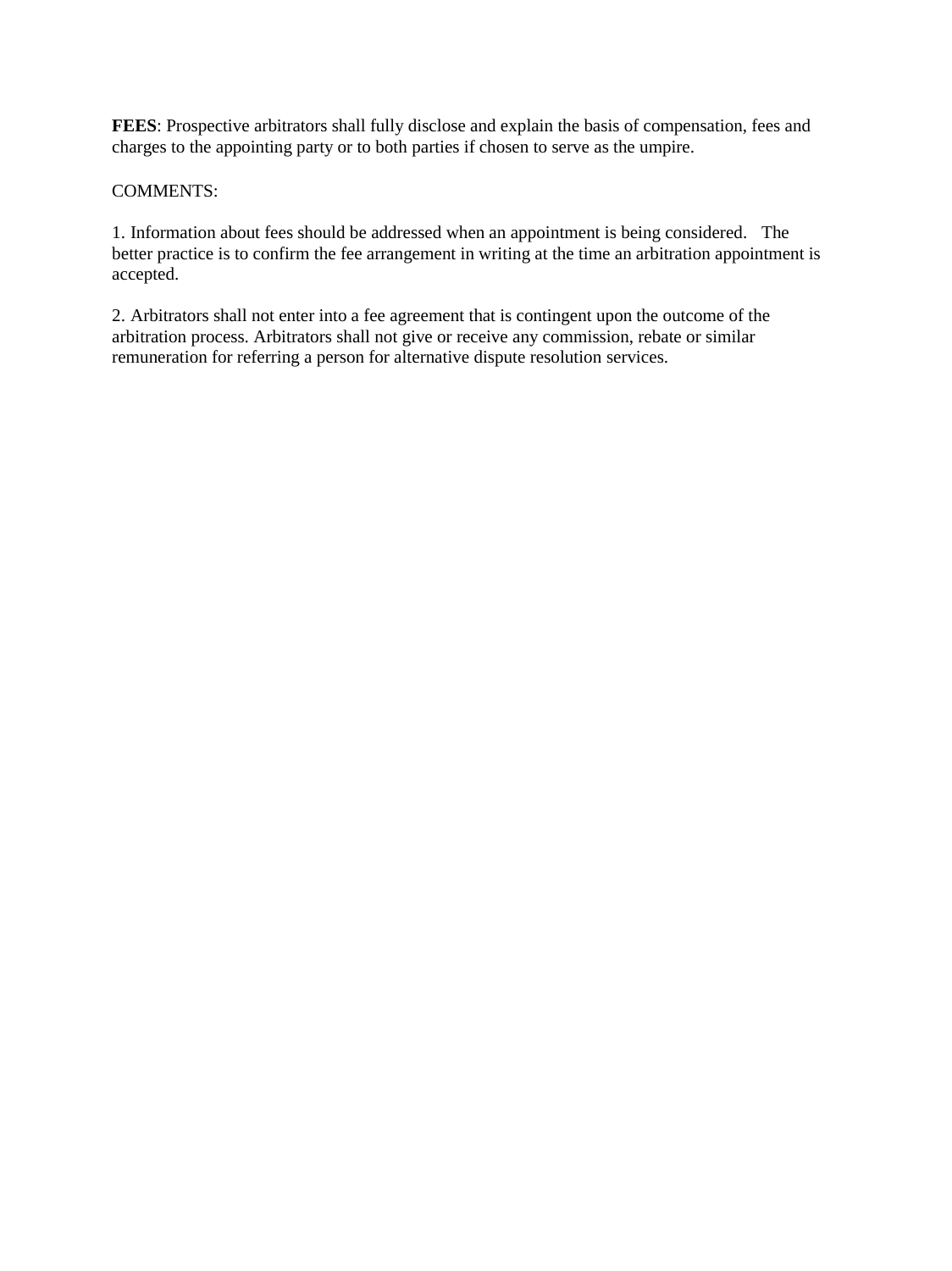**FEES**: Prospective arbitrators shall fully disclose and explain the basis of compensation, fees and charges to the appointing party or to both parties if chosen to serve as the umpire.

COMMENTS:

1. Information about fees should be addressed when an appointment is being considered. The better practice is to confirm the fee arrangement in writing at the time an arbitration appointment is accepted.

2. Arbitrators shall not enter into a fee agreement that is contingent upon the outcome of the arbitration process. Arbitrators shall not give or receive any commission, rebate or similar remuneration for referring a person for alternative dispute resolution services.